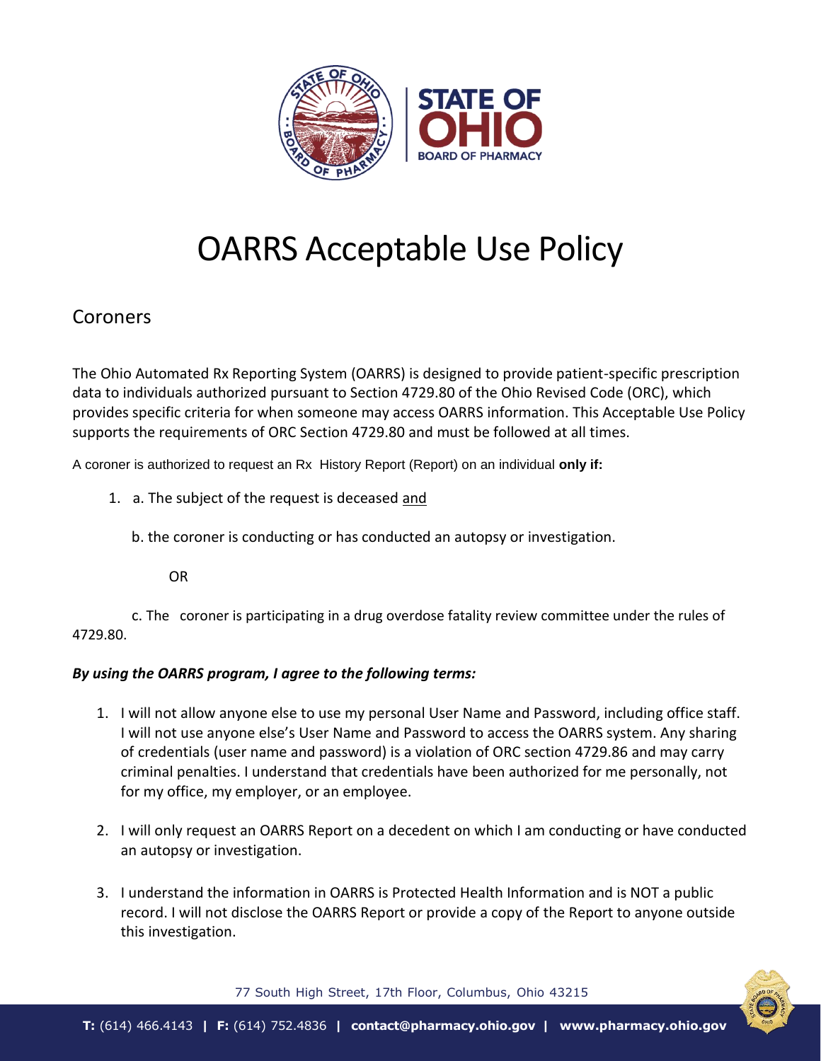# OARRS Acceptable Use Policy

## Coroners

The Ohio Automated Rx Reporting System (OARRS) is designed to provide patient-specific prescription data to individuals authorized pursuant to Section 4729.80 of the Ohio Revised Code (ORC), which provides specific criteria for when someone may access OARRS information. This Acceptable Use Policy supports the requirements of ORC Section 4729.80 and must be followed at all times.

A coroner is authorized to request an Rx History Report (Report) on an individual **only if:**

1. a. The subject of the request is deceased <u>and</u>

   b. the coroner is conducting or has conducted an autopsy or investigation.

   OR

   c. The coroner is participating in a drug overdose fatality review committee under the rules of 4729.80.

***By using the OARRS program, I agree to the following terms:***

1. I will not allow anyone else to use my personal User Name and Password, including office staff. I will not use anyone else's User Name and Password to access the OARRS system. Any sharing of credentials (user name and password) is a violation of ORC section 4729.86 and may carry criminal penalties. I understand that credentials have been authorized for me personally, not for my office, my employer, or an employee.
2. I will only request an OARRS Report on a decedent on which I am conducting or have conducted an autopsy or investigation.
3. I understand the information in OARRS is Protected Health Information and is NOT a public record. I will not disclose the OARRS Report or provide a copy of the Report to anyone outside this investigation.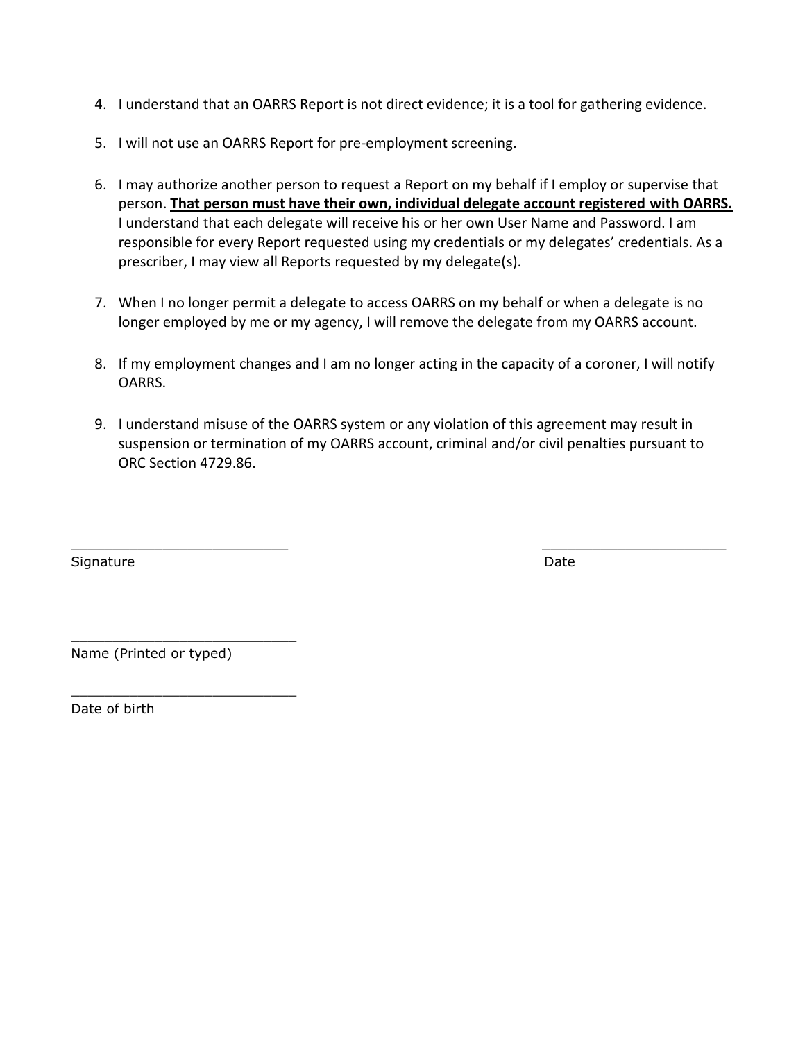4. I understand that an OARRS Report is not direct evidence; it is a tool for gathering evidence.

5. I will not use an OARRS Report for pre-employment screening.

6. I may authorize another person to request a Report on my behalf if I employ or supervise that person. **<u>That person must have their own, individual delegate account registered with OARRS.</u>** I understand that each delegate will receive his or her own User Name and Password. I am responsible for every Report requested using my credentials or my delegates' credentials. As a prescriber, I may view all Reports requested by my delegate(s).

7. When I no longer permit a delegate to access OARRS on my behalf or when a delegate is no longer employed by me or my agency, I will remove the delegate from my OARRS account.

8. If my employment changes and I am no longer acting in the capacity of a coroner, I will notify OARRS.

9. I understand misuse of the OARRS system or any violation of this agreement may result in suspension or termination of my OARRS account, criminal and/or civil penalties pursuant to ORC Section 4729.86.

___________________________ ___________________________

Signature Date

___________________________

Name (Printed or typed)

___________________________

Date of birth